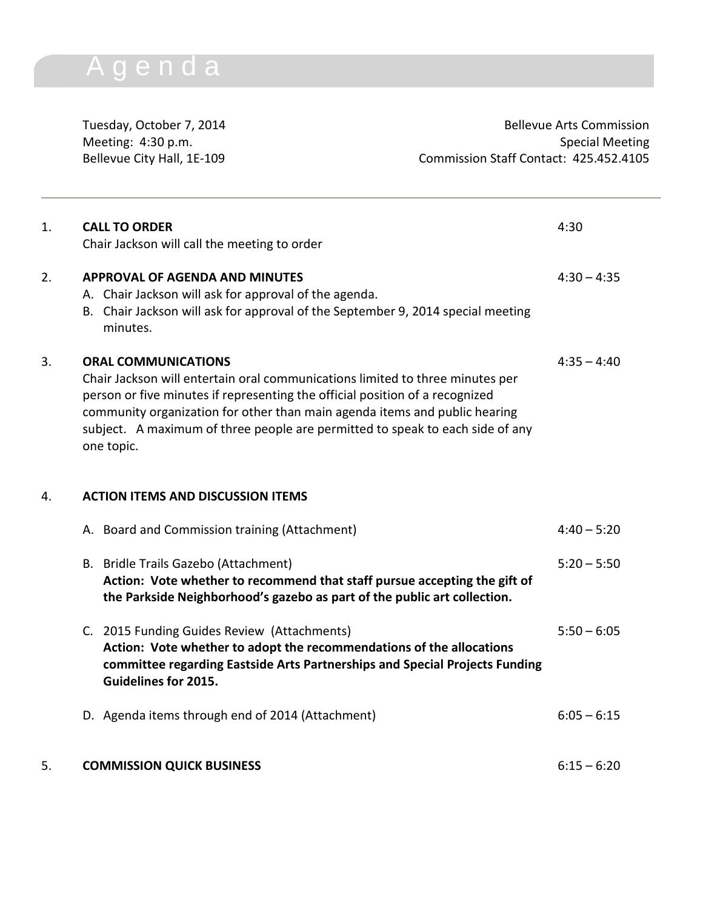# Agenda

Tuesday, October 7, 2014
Meeting: 4:30 p.m.
Bellevue City Hall, 1E-109

Bellevue Arts Commission
Special Meeting
Commission Staff Contact: 425.452.4105

---

1. **CALL TO ORDER** — 4:30
   Chair Jackson will call the meeting to order

2. **APPROVAL OF AGENDA AND MINUTES** — 4:30 – 4:35
   A. Chair Jackson will ask for approval of the agenda.
   B. Chair Jackson will ask for approval of the September 9, 2014 special meeting minutes.

3. **ORAL COMMUNICATIONS** — 4:35 – 4:40
   Chair Jackson will entertain oral communications limited to three minutes per person or five minutes if representing the official position of a recognized community organization for other than main agenda items and public hearing subject. A maximum of three people are permitted to speak to each side of any one topic.

4. **ACTION ITEMS AND DISCUSSION ITEMS**

   A. Board and Commission training (Attachment) — 4:40 – 5:20

   B. Bridle Trails Gazebo (Attachment) — 5:20 – 5:50
   **Action: Vote whether to recommend that staff pursue accepting the gift of the Parkside Neighborhood's gazebo as part of the public art collection.**

   C. 2015 Funding Guides Review (Attachments) — 5:50 – 6:05
   **Action: Vote whether to adopt the recommendations of the allocations committee regarding Eastside Arts Partnerships and Special Projects Funding Guidelines for 2015.**

   D. Agenda items through end of 2014 (Attachment) — 6:05 – 6:15

5. **COMMISSION QUICK BUSINESS** — 6:15 – 6:20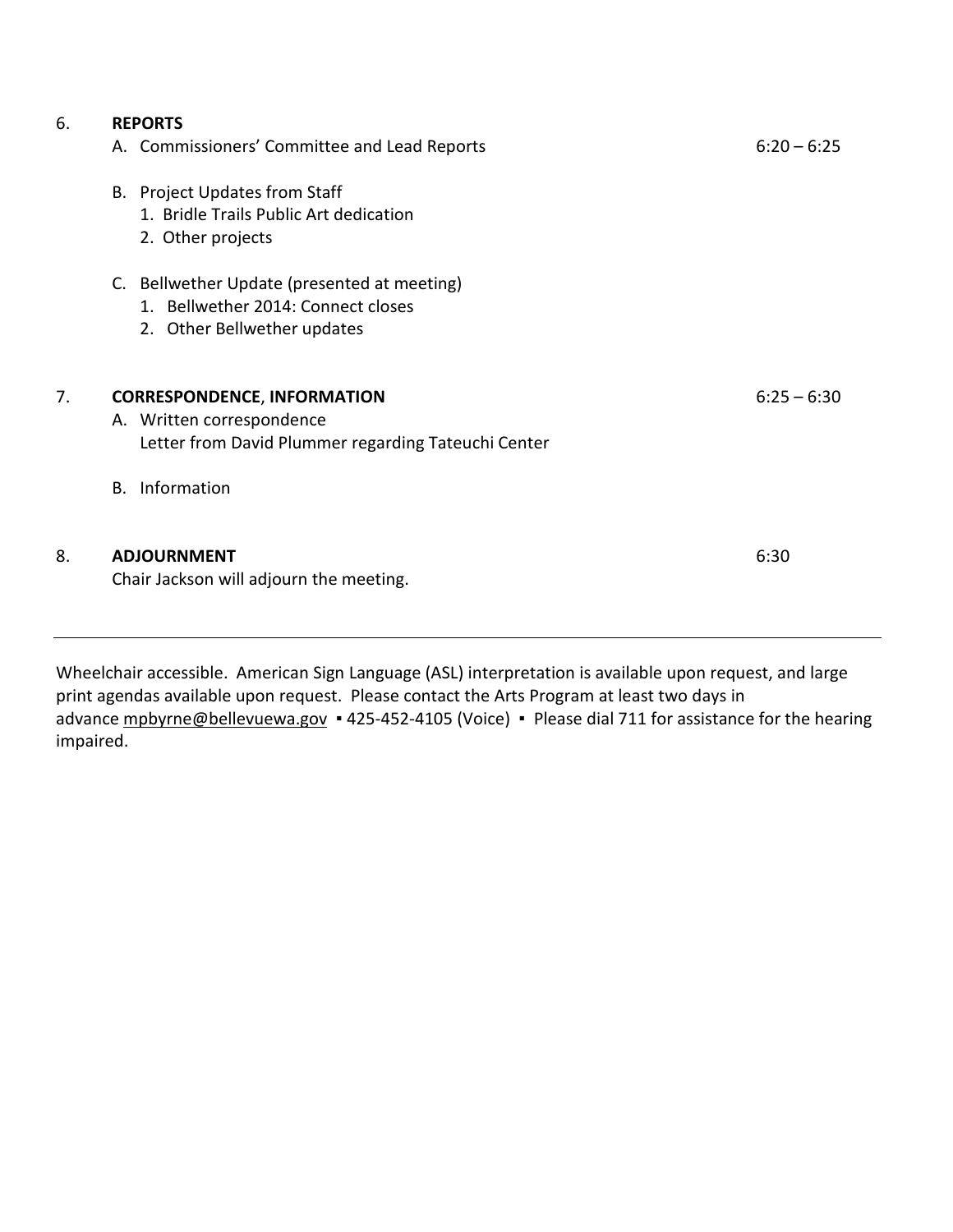6. **REPORTS**

   A. Commissioners' Committee and Lead Reports — 6:20 – 6:25

   B. Project Updates from Staff
      1. Bridle Trails Public Art dedication
      2. Other projects

   C. Bellwether Update (presented at meeting)
      1. Bellwether 2014: Connect closes
      2. Other Bellwether updates

7. **CORRESPONDENCE**, **INFORMATION** — 6:25 – 6:30

   A. Written correspondence
      Letter from David Plummer regarding Tateuchi Center

   B. Information

8. **ADJOURNMENT** — 6:30

   Chair Jackson will adjourn the meeting.

---

Wheelchair accessible. American Sign Language (ASL) interpretation is available upon request, and large print agendas available upon request. Please contact the Arts Program at least two days in advance mpbyrne@bellevuewa.gov ▪ 425-452-4105 (Voice) ▪ Please dial 711 for assistance for the hearing impaired.